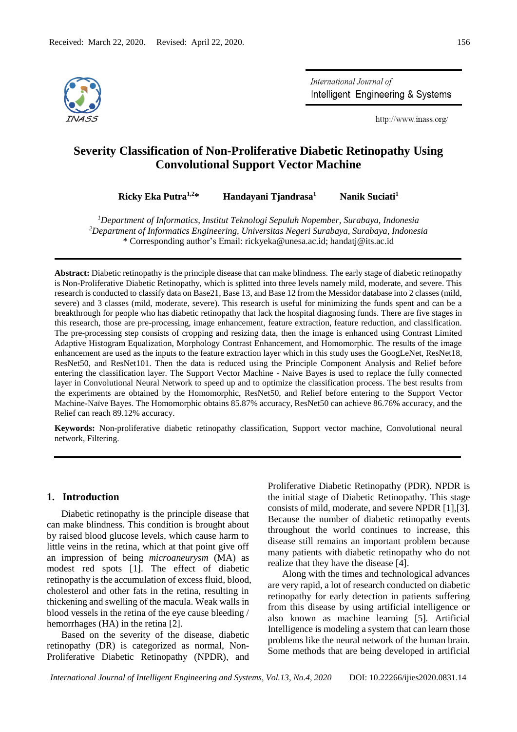Received: March 22, 2020. Revised: April 22, 2020.

International Journal of Intelligent Engineering & Systems

http://www.inass.org/

# Severity Classification of Non-Proliferative Diabetic Retinopathy Using Convolutional Support Vector Machine

**Ricky Eka Putra[1,2]\*** **Handayani Tjandrasa[1]** **Nanik Suciati[1]**

[1]*Department of Informatics, Institut Teknologi Sepuluh Nopember, Surabaya, Indonesia*
[2]*Department of Informatics Engineering, Universitas Negeri Surabaya, Surabaya, Indonesia*
\* Corresponding author's Email: rickyeka@unesa.ac.id; handatj@its.ac.id

**Abstract:** Diabetic retinopathy is the principle disease that can make blindness. The early stage of diabetic retinopathy is Non-Proliferative Diabetic Retinopathy, which is splitted into three levels namely mild, moderate, and severe. This research is conducted to classify data on Base21, Base 13, and Base 12 from the Messidor database into 2 classes (mild, severe) and 3 classes (mild, moderate, severe). This research is useful for minimizing the funds spent and can be a breakthrough for people who has diabetic retinopathy that lack the hospital diagnosing funds. There are five stages in this research, those are pre-processing, image enhancement, feature extraction, feature reduction, and classification. The pre-processing step consists of cropping and resizing data, then the image is enhanced using Contrast Limited Adaptive Histogram Equalization, Morphology Contrast Enhancement, and Homomorphic. The results of the image enhancement are used as the inputs to the feature extraction layer which in this study uses the GoogLeNet, ResNet18, ResNet50, and ResNet101. Then the data is reduced using the Principle Component Analysis and Relief before entering the classification layer. The Support Vector Machine - Naive Bayes is used to replace the fully connected layer in Convolutional Neural Network to speed up and to optimize the classification process. The best results from the experiments are obtained by the Homomorphic, ResNet50, and Relief before entering to the Support Vector Machine-Naïve Bayes. The Homomorphic obtains 85.87% accuracy, ResNet50 can achieve 86.76% accuracy, and the Relief can reach 89.12% accuracy.

**Keywords:** Non-proliferative diabetic retinopathy classification, Support vector machine, Convolutional neural network, Filtering.

## 1. Introduction

Diabetic retinopathy is the principle disease that can make blindness. This condition is brought about by raised blood glucose levels, which cause harm to little veins in the retina, which at that point give off an impression of being *microaneurysm* (MA) as modest red spots [1]. The effect of diabetic retinopathy is the accumulation of excess fluid, blood, cholesterol and other fats in the retina, resulting in thickening and swelling of the macula. Weak walls in blood vessels in the retina of the eye cause bleeding / hemorrhages (HA) in the retina [2].

Based on the severity of the disease, diabetic retinopathy (DR) is categorized as normal, Non-Proliferative Diabetic Retinopathy (NPDR), and Proliferative Diabetic Retinopathy (PDR). NPDR is the initial stage of Diabetic Retinopathy. This stage consists of mild, moderate, and severe NPDR [1],[3]. Because the number of diabetic retinopathy events throughout the world continues to increase, this disease still remains an important problem because many patients with diabetic retinopathy who do not realize that they have the disease [4].

Along with the times and technological advances are very rapid, a lot of research conducted on diabetic retinopathy for early detection in patients suffering from this disease by using artificial intelligence or also known as machine learning [5]. Artificial Intelligence is modeling a system that can learn those problems like the neural network of the human brain. Some methods that are being developed in artificial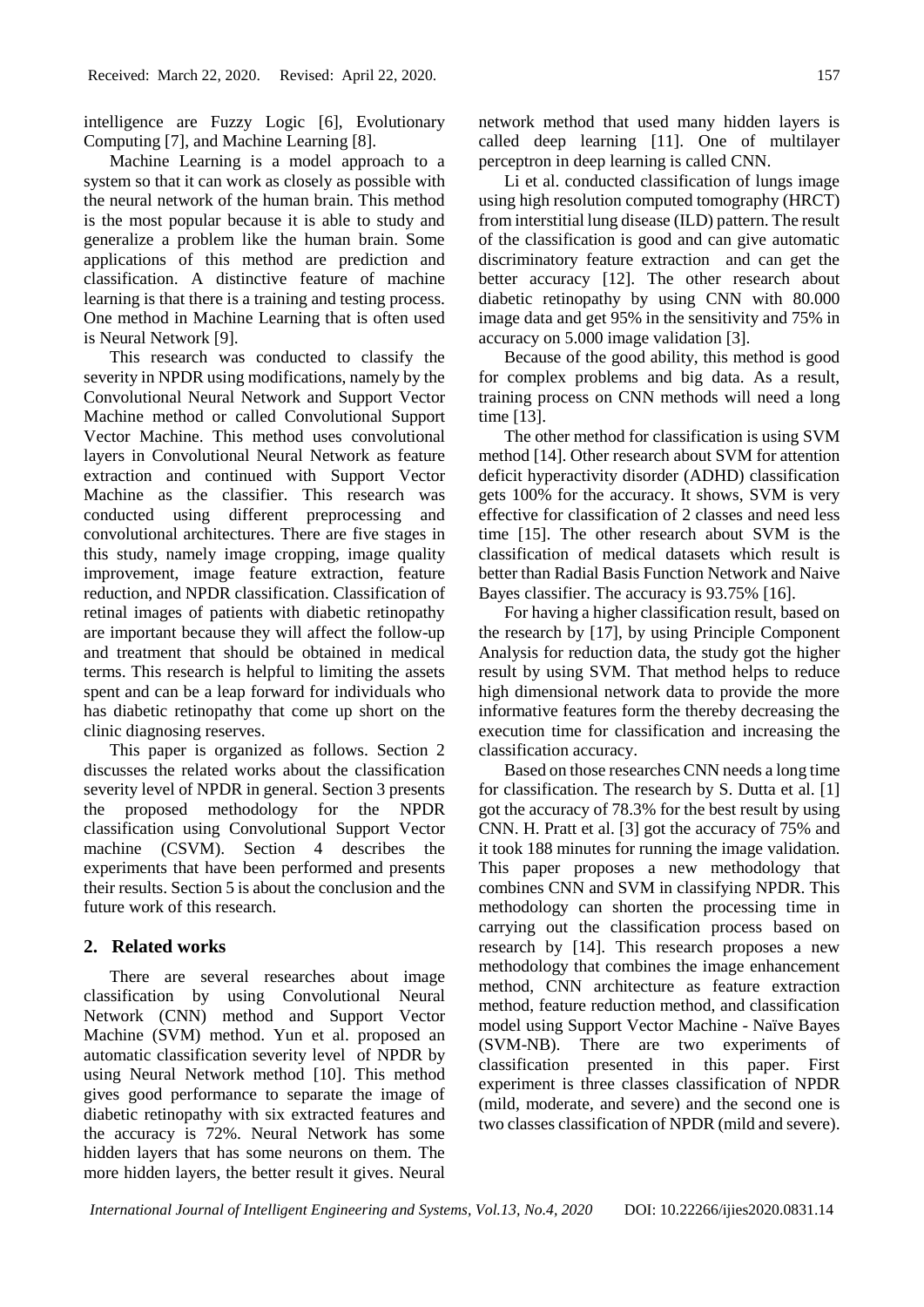intelligence are Fuzzy Logic [6], Evolutionary Computing [7], and Machine Learning [8].

Machine Learning is a model approach to a system so that it can work as closely as possible with the neural network of the human brain. This method is the most popular because it is able to study and generalize a problem like the human brain. Some applications of this method are prediction and classification. A distinctive feature of machine learning is that there is a training and testing process. One method in Machine Learning that is often used is Neural Network [9].

This research was conducted to classify the severity in NPDR using modifications, namely by the Convolutional Neural Network and Support Vector Machine method or called Convolutional Support Vector Machine. This method uses convolutional layers in Convolutional Neural Network as feature extraction and continued with Support Vector Machine as the classifier. This research was conducted using different preprocessing and convolutional architectures. There are five stages in this study, namely image cropping, image quality improvement, image feature extraction, feature reduction, and NPDR classification. Classification of retinal images of patients with diabetic retinopathy are important because they will affect the follow-up and treatment that should be obtained in medical terms. This research is helpful to limiting the assets spent and can be a leap forward for individuals who has diabetic retinopathy that come up short on the clinic diagnosing reserves.

This paper is organized as follows. Section 2 discusses the related works about the classification severity level of NPDR in general. Section 3 presents the proposed methodology for the NPDR classification using Convolutional Support Vector machine (CSVM). Section 4 describes the experiments that have been performed and presents their results. Section 5 is about the conclusion and the future work of this research.

## 2. Related works

There are several researches about image classification by using Convolutional Neural Network (CNN) method and Support Vector Machine (SVM) method. Yun et al. proposed an automatic classification severity level of NPDR by using Neural Network method [10]. This method gives good performance to separate the image of diabetic retinopathy with six extracted features and the accuracy is 72%. Neural Network has some hidden layers that has some neurons on them. The more hidden layers, the better result it gives. Neural network method that used many hidden layers is called deep learning [11]. One of multilayer perceptron in deep learning is called CNN.

Li et al. conducted classification of lungs image using high resolution computed tomography (HRCT) from interstitial lung disease (ILD) pattern. The result of the classification is good and can give automatic discriminatory feature extraction and can get the better accuracy [12]. The other research about diabetic retinopathy by using CNN with 80.000 image data and get 95% in the sensitivity and 75% in accuracy on 5.000 image validation [3].

Because of the good ability, this method is good for complex problems and big data. As a result, training process on CNN methods will need a long time [13].

The other method for classification is using SVM method [14]. Other research about SVM for attention deficit hyperactivity disorder (ADHD) classification gets 100% for the accuracy. It shows, SVM is very effective for classification of 2 classes and need less time [15]. The other research about SVM is the classification of medical datasets which result is better than Radial Basis Function Network and Naive Bayes classifier. The accuracy is 93.75% [16].

For having a higher classification result, based on the research by [17], by using Principle Component Analysis for reduction data, the study got the higher result by using SVM. That method helps to reduce high dimensional network data to provide the more informative features form the thereby decreasing the execution time for classification and increasing the classification accuracy.

Based on those researches CNN needs a long time for classification. The research by S. Dutta et al. [1] got the accuracy of 78.3% for the best result by using CNN. H. Pratt et al. [3] got the accuracy of 75% and it took 188 minutes for running the image validation. This paper proposes a new methodology that combines CNN and SVM in classifying NPDR. This methodology can shorten the processing time in carrying out the classification process based on research by [14]. This research proposes a new methodology that combines the image enhancement method, CNN architecture as feature extraction method, feature reduction method, and classification model using Support Vector Machine - Naïve Bayes (SVM-NB). There are two experiments of classification presented in this paper. First experiment is three classes classification of NPDR (mild, moderate, and severe) and the second one is two classes classification of NPDR (mild and severe).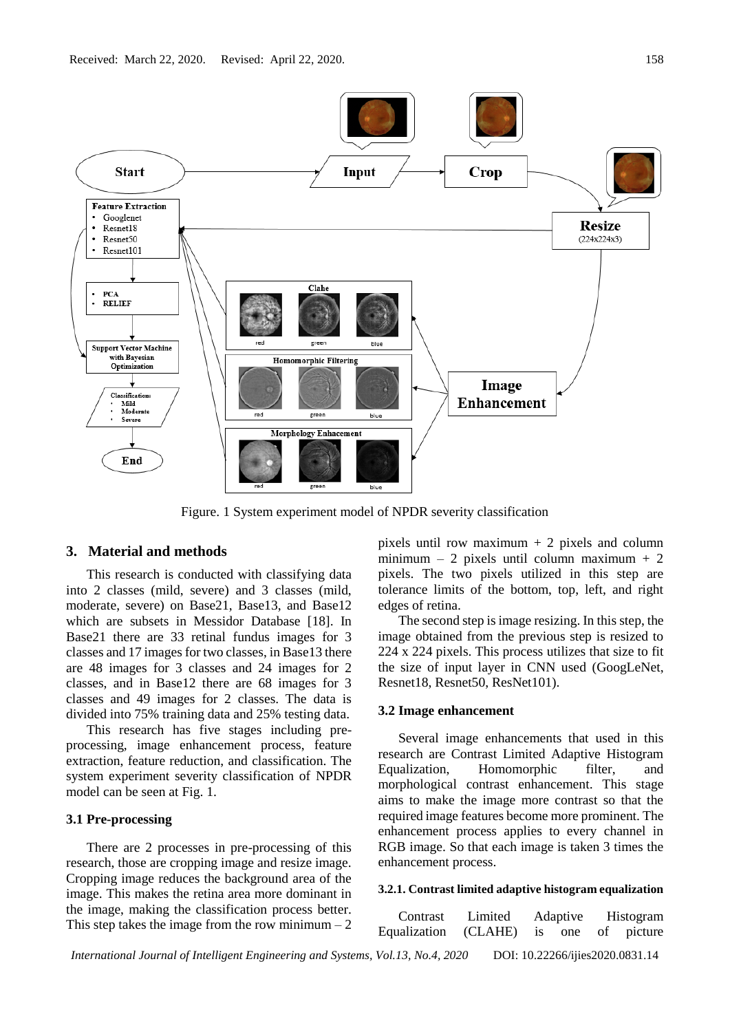Figure. 1 System experiment model of NPDR severity classification

## 3. Material and methods

This research is conducted with classifying data into 2 classes (mild, severe) and 3 classes (mild, moderate, severe) on Base21, Base13, and Base12 which are subsets in Messidor Database [18]. In Base21 there are 33 retinal fundus images for 3 classes and 17 images for two classes, in Base13 there are 48 images for 3 classes and 24 images for 2 classes, and in Base12 there are 68 images for 3 classes and 49 images for 2 classes. The data is divided into 75% training data and 25% testing data.

This research has five stages including pre-processing, image enhancement process, feature extraction, feature reduction, and classification. The system experiment severity classification of NPDR model can be seen at Fig. 1.

### 3.1 Pre-processing

There are 2 processes in pre-processing of this research, those are cropping image and resize image. Cropping image reduces the background area of the image. This makes the retina area more dominant in the image, making the classification process better. This step takes the image from the row minimum – 2 pixels until row maximum + 2 pixels and column minimum – 2 pixels until column maximum + 2 pixels. The two pixels utilized in this step are tolerance limits of the bottom, top, left, and right edges of retina.

The second step is image resizing. In this step, the image obtained from the previous step is resized to 224 x 224 pixels. This process utilizes that size to fit the size of input layer in CNN used (GoogLeNet, Resnet18, Resnet50, ResNet101).

### 3.2 Image enhancement

Several image enhancements that used in this research are Contrast Limited Adaptive Histogram Equalization, Homomorphic filter, and morphological contrast enhancement. This stage aims to make the image more contrast so that the required image features become more prominent. The enhancement process applies to every channel in RGB image. So that each image is taken 3 times the enhancement process.

#### 3.2.1. Contrast limited adaptive histogram equalization

Contrast Limited Adaptive Histogram Equalization (CLAHE) is one of picture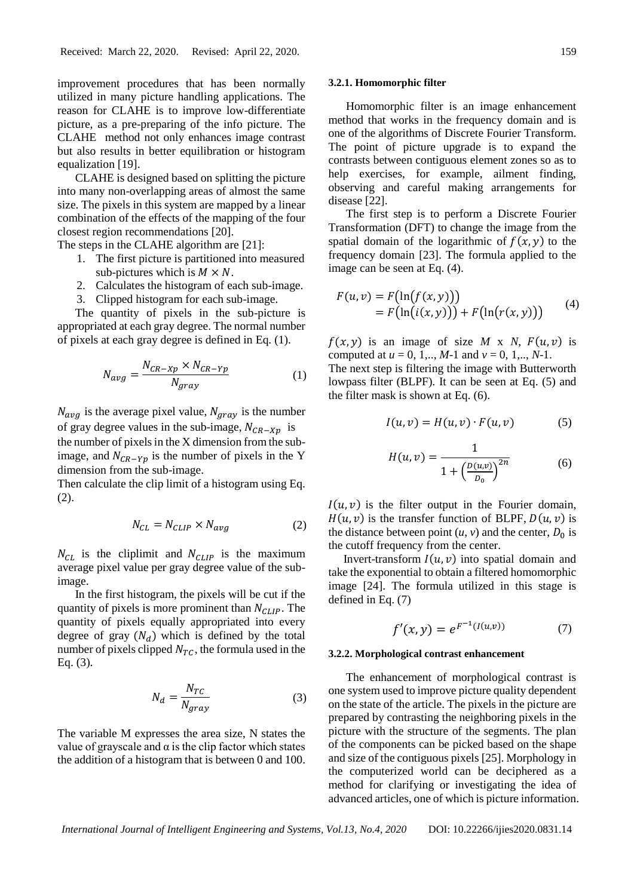improvement procedures that has been normally utilized in many picture handling applications. The reason for CLAHE is to improve low-differentiate picture, as a pre-preparing of the info picture. The CLAHE method not only enhances image contrast but also results in better equilibration or histogram equalization [19].

CLAHE is designed based on splitting the picture into many non-overlapping areas of almost the same size. The pixels in this system are mapped by a linear combination of the effects of the mapping of the four closest region recommendations [20].

The steps in the CLAHE algorithm are [21]:

1. The first picture is partitioned into measured sub-pictures which is $M \times N$.
2. Calculates the histogram of each sub-image.
3. Clipped histogram for each sub-image.

The quantity of pixels in the sub-picture is appropriated at each gray degree. The normal number of pixels at each gray degree is defined in Eq. (1).

$$N_{avg} = \frac{N_{CR-Xp} \times N_{CR-Yp}}{N_{gray}} \quad (1)$$

$N_{avg}$ is the average pixel value, $N_{gray}$ is the number of gray degree values in the sub-image, $N_{CR-Xp}$ is the number of pixels in the X dimension from the sub-image, and $N_{CR-Yp}$ is the number of pixels in the Y dimension from the sub-image.

Then calculate the clip limit of a histogram using Eq. (2).

$$N_{CL} = N_{CLIP} \times N_{avg} \quad (2)$$

$N_{CL}$ is the cliplimit and $N_{CLIP}$ is the maximum average pixel value per gray degree value of the sub-image.

In the first histogram, the pixels will be cut if the quantity of pixels is more prominent than $N_{CLIP}$. The quantity of pixels equally appropriated into every degree of gray ($N_d$) which is defined by the total number of pixels clipped $N_{TC}$, the formula used in the Eq. (3).

$$N_d = \frac{N_{TC}}{N_{gray}} \quad (3)$$

The variable M expresses the area size, N states the value of grayscale and $\alpha$ is the clip factor which states the addition of a histogram that is between 0 and 100.

#### 3.2.1. Homomorphic filter

Homomorphic filter is an image enhancement method that works in the frequency domain and is one of the algorithms of Discrete Fourier Transform. The point of picture upgrade is to expand the contrasts between contiguous element zones so as to help exercises, for example, ailment finding, observing and careful making arrangements for disease [22].

The first step is to perform a Discrete Fourier Transformation (DFT) to change the image from the spatial domain of the logarithmic of $f(x, y)$ to the frequency domain [23]. The formula applied to the image can be seen at Eq. (4).

$$\begin{aligned} F(u,v) &= F\big(\ln\big(f(x,y)\big)\big) \\ &= F\big(\ln\big(i(x,y)\big)\big) + F\big(\ln\big(r(x,y)\big)\big) \end{aligned} \quad (4)$$

$f(x, y)$ is an image of size $M$ x $N$, $F(u, v)$ is computed at $u = 0, 1,.., M$-1 and $v = 0, 1,.., N$-1.

The next step is filtering the image with Butterworth lowpass filter (BLPF). It can be seen at Eq. (5) and the filter mask is shown at Eq. (6).

$$I(u,v) = H(u,v) \cdot F(u,v) \quad (5)$$

$$H(u,v) = \frac{1}{1 + \left(\frac{D(u,v)}{D_0}\right)^{2n}} \quad (6)$$

$I(u, v)$ is the filter output in the Fourier domain, $H(u, v)$ is the transfer function of BLPF, $D(u, v)$ is the distance between point ($u$, $v$) and the center, $D_0$ is the cutoff frequency from the center.

Invert-transform $I(u, v)$ into spatial domain and take the exponential to obtain a filtered homomorphic image [24]. The formula utilized in this stage is defined in Eq. (7)

$$f'(x,y) = e^{F^{-1}(I(u,v))} \quad (7)$$

#### 3.2.2. Morphological contrast enhancement

The enhancement of morphological contrast is one system used to improve picture quality dependent on the state of the article. The pixels in the picture are prepared by contrasting the neighboring pixels in the picture with the structure of the segments. The plan of the components can be picked based on the shape and size of the contiguous pixels [25]. Morphology in the computerized world can be deciphered as a method for clarifying or investigating the idea of advanced articles, one of which is picture information.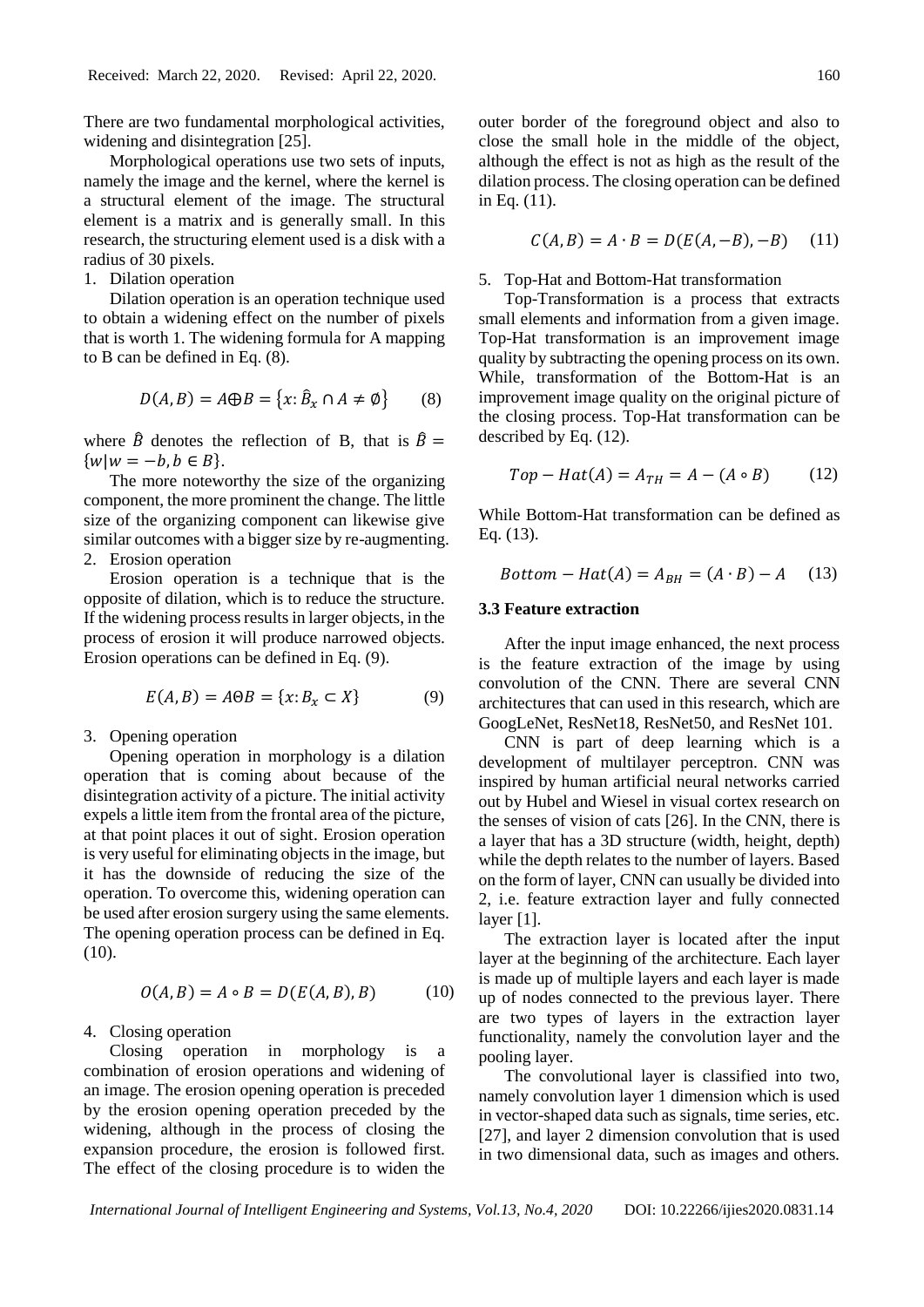There are two fundamental morphological activities, widening and disintegration [25].

Morphological operations use two sets of inputs, namely the image and the kernel, where the kernel is a structural element of the image. The structural element is a matrix and is generally small. In this research, the structuring element used is a disk with a radius of 30 pixels.

1. Dilation operation

Dilation operation is an operation technique used to obtain a widening effect on the number of pixels that is worth 1. The widening formula for A mapping to B can be defined in Eq. (8).

$$D(A,B) = A \oplus B = \{x: \hat{B}_x \cap A \neq \emptyset\} \quad (8)$$

where $\hat{B}$ denotes the reflection of B, that is $\hat{B} = \{w | w = -b, b \in B\}$.

The more noteworthy the size of the organizing component, the more prominent the change. The little size of the organizing component can likewise give similar outcomes with a bigger size by re-augmenting.

2. Erosion operation

Erosion operation is a technique that is the opposite of dilation, which is to reduce the structure. If the widening process results in larger objects, in the process of erosion it will produce narrowed objects. Erosion operations can be defined in Eq. (9).

$$E(A,B) = A \Theta B = \{x: B_x \subset X\} \quad (9)$$

3. Opening operation

Opening operation in morphology is a dilation operation that is coming about because of the disintegration activity of a picture. The initial activity expels a little item from the frontal area of the picture, at that point places it out of sight. Erosion operation is very useful for eliminating objects in the image, but it has the downside of reducing the size of the operation. To overcome this, widening operation can be used after erosion surgery using the same elements. The opening operation process can be defined in Eq. (10).

$$O(A,B) = A \circ B = D(E(A,B),B) \quad (10)$$

4. Closing operation

Closing operation in morphology is a combination of erosion operations and widening of an image. The erosion opening operation is preceded by the erosion opening operation preceded by the widening, although in the process of closing the expansion procedure, the erosion is followed first. The effect of the closing procedure is to widen the outer border of the foreground object and also to close the small hole in the middle of the object, although the effect is not as high as the result of the dilation process. The closing operation can be defined in Eq. (11).

$$C(A,B) = A \cdot B = D(E(A,-B),-B) \quad (11)$$

5. Top-Hat and Bottom-Hat transformation

Top-Transformation is a process that extracts small elements and information from a given image. Top-Hat transformation is an improvement image quality by subtracting the opening process on its own. While, transformation of the Bottom-Hat is an improvement image quality on the original picture of the closing process. Top-Hat transformation can be described by Eq. (12).

$$Top - Hat(A) = A_{TH} = A - (A \circ B) \quad (12)$$

While Bottom-Hat transformation can be defined as Eq. (13).

$$Bottom - Hat(A) = A_{BH} = (A \cdot B) - A \quad (13)$$

### 3.3 Feature extraction

After the input image enhanced, the next process is the feature extraction of the image by using convolution of the CNN. There are several CNN architectures that can used in this research, which are GoogLeNet, ResNet18, ResNet50, and ResNet 101.

CNN is part of deep learning which is a development of multilayer perceptron. CNN was inspired by human artificial neural networks carried out by Hubel and Wiesel in visual cortex research on the senses of vision of cats [26]. In the CNN, there is a layer that has a 3D structure (width, height, depth) while the depth relates to the number of layers. Based on the form of layer, CNN can usually be divided into 2, i.e. feature extraction layer and fully connected layer [1].

The extraction layer is located after the input layer at the beginning of the architecture. Each layer is made up of multiple layers and each layer is made up of nodes connected to the previous layer. There are two types of layers in the extraction layer functionality, namely the convolution layer and the pooling layer.

The convolutional layer is classified into two, namely convolution layer 1 dimension which is used in vector-shaped data such as signals, time series, etc. [27], and layer 2 dimension convolution that is used in two dimensional data, such as images and others.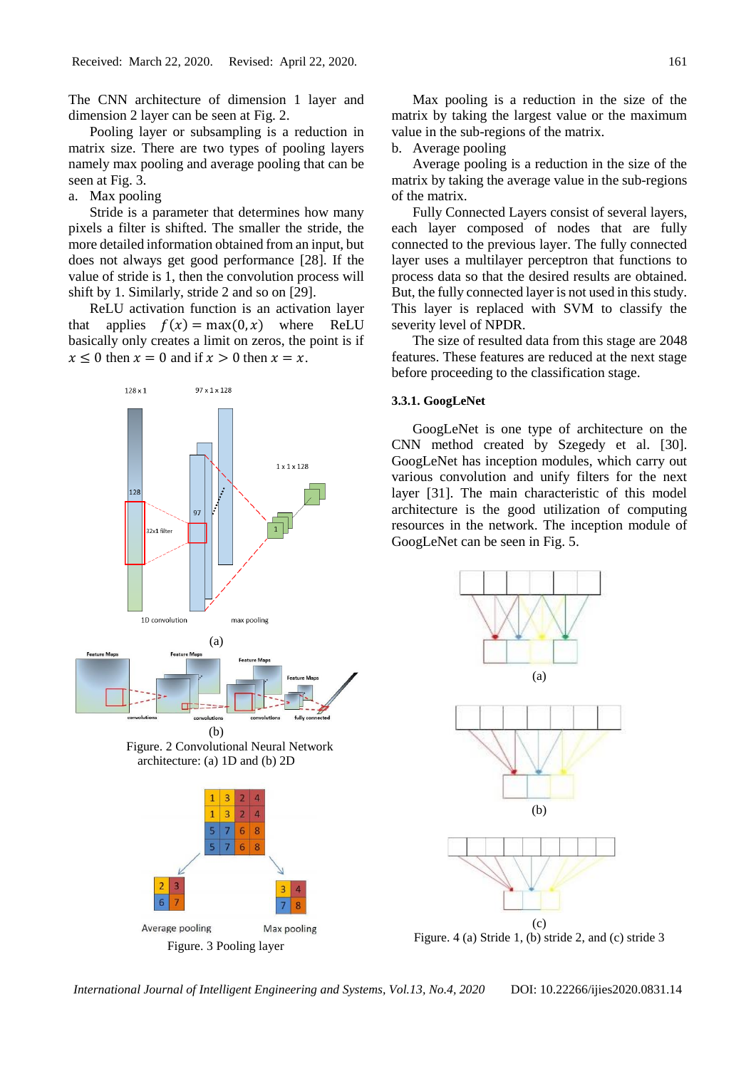The CNN architecture of dimension 1 layer and dimension 2 layer can be seen at Fig. 2.

Pooling layer or subsampling is a reduction in matrix size. There are two types of pooling layers namely max pooling and average pooling that can be seen at Fig. 3.

a. Max pooling

Stride is a parameter that determines how many pixels a filter is shifted. The smaller the stride, the more detailed information obtained from an input, but does not always get good performance [28]. If the value of stride is 1, then the convolution process will shift by 1. Similarly, stride 2 and so on [29].

ReLU activation function is an activation layer that applies $f(x) = \max(0, x)$ where ReLU basically only creates a limit on zeros, the point is if $x \leq 0$ then $x = 0$ and if $x > 0$ then $x = x$.

(a)

(b)

Figure. 2 Convolutional Neural Network architecture: (a) 1D and (b) 2D

Figure. 3 Pooling layer

Max pooling is a reduction in the size of the matrix by taking the largest value or the maximum value in the sub-regions of the matrix.

b. Average pooling

Average pooling is a reduction in the size of the matrix by taking the average value in the sub-regions of the matrix.

Fully Connected Layers consist of several layers, each layer composed of nodes that are fully connected to the previous layer. The fully connected layer uses a multilayer perceptron that functions to process data so that the desired results are obtained. But, the fully connected layer is not used in this study. This layer is replaced with SVM to classify the severity level of NPDR.

The size of resulted data from this stage are 2048 features. These features are reduced at the next stage before proceeding to the classification stage.

### 3.3.1. GoogLeNet

GoogLeNet is one type of architecture on the CNN method created by Szegedy et al. [30]. GoogLeNet has inception modules, which carry out various convolution and unify filters for the next layer [31]. The main characteristic of this model architecture is the good utilization of computing resources in the network. The inception module of GoogLeNet can be seen in Fig. 5.

(a)

(b)

(c)

Figure. 4 (a) Stride 1, (b) stride 2, and (c) stride 3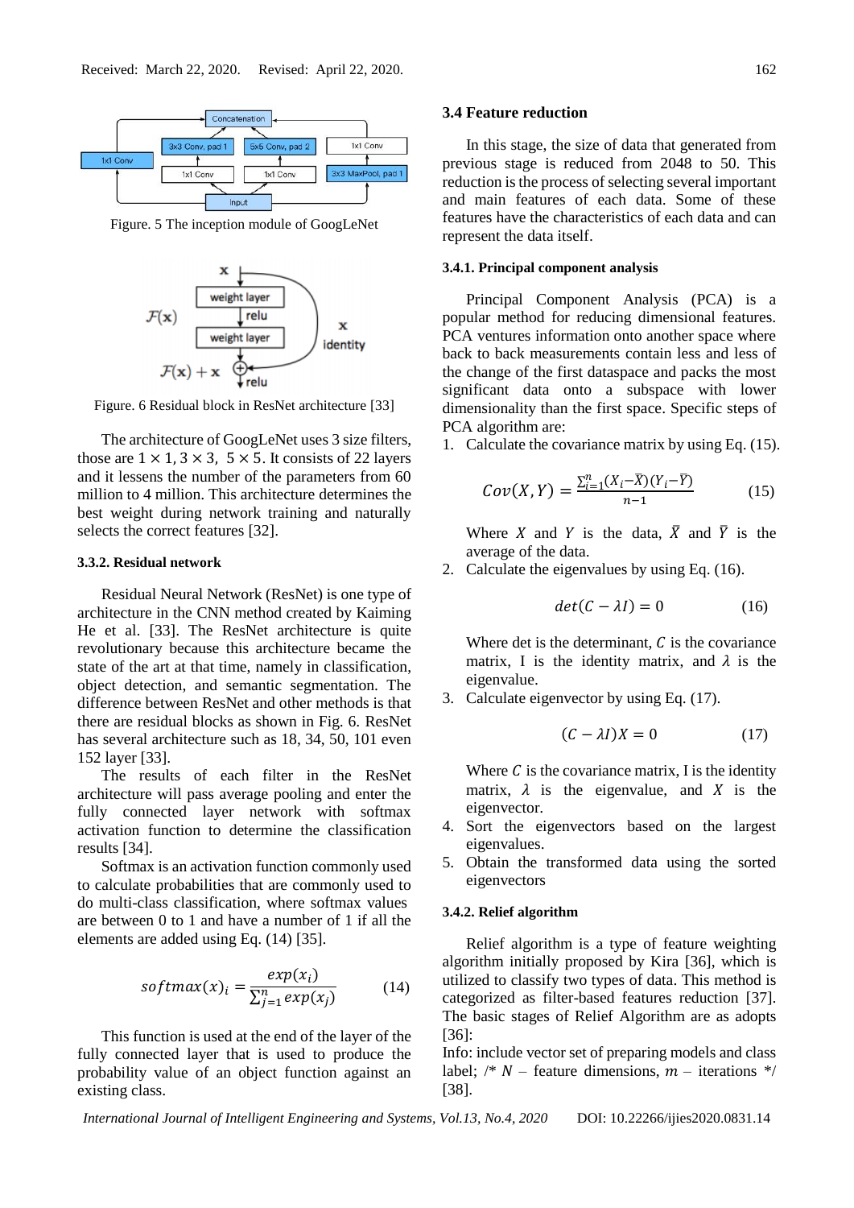Figure. 5 The inception module of GoogLeNet

Figure. 6 Residual block in ResNet architecture [33]

The architecture of GoogLeNet uses 3 size filters, those are $1 \times 1, 3 \times 3, 5 \times 5$. It consists of 22 layers and it lessens the number of the parameters from 60 million to 4 million. This architecture determines the best weight during network training and naturally selects the correct features [32].

#### 3.3.2. Residual network

Residual Neural Network (ResNet) is one type of architecture in the CNN method created by Kaiming He et al. [33]. The ResNet architecture is quite revolutionary because this architecture became the state of the art at that time, namely in classification, object detection, and semantic segmentation. The difference between ResNet and other methods is that there are residual blocks as shown in Fig. 6. ResNet has several architecture such as 18, 34, 50, 101 even 152 layer [33].

The results of each filter in the ResNet architecture will pass average pooling and enter the fully connected layer network with softmax activation function to determine the classification results [34].

Softmax is an activation function commonly used to calculate probabilities that are commonly used to do multi-class classification, where softmax values are between 0 to 1 and have a number of 1 if all the elements are added using Eq. (14) [35].

$$softmax(x)_i = \frac{exp(x_i)}{\sum_{j=1}^{n} exp(x_j)} \tag{14}$$

This function is used at the end of the layer of the fully connected layer that is used to produce the probability value of an object function against an existing class.

### 3.4 Feature reduction

In this stage, the size of data that generated from previous stage is reduced from 2048 to 50. This reduction is the process of selecting several important and main features of each data. Some of these features have the characteristics of each data and can represent the data itself.

#### 3.4.1. Principal component analysis

Principal Component Analysis (PCA) is a popular method for reducing dimensional features. PCA ventures information onto another space where back to back measurements contain less and less of the change of the first dataspace and packs the most significant data onto a subspace with lower dimensionality than the first space. Specific steps of PCA algorithm are:

1. Calculate the covariance matrix by using Eq. (15).

$$Cov(X,Y) = \frac{\sum_{i=1}^{n}(X_i - \bar{X})(Y_i - \bar{Y})}{n-1} \tag{15}$$

   Where $X$ and $Y$ is the data, $\bar{X}$ and $\bar{Y}$ is the average of the data.

2. Calculate the eigenvalues by using Eq. (16).

$$det(C - \lambda I) = 0 \tag{16}$$

   Where det is the determinant, $C$ is the covariance matrix, I is the identity matrix, and $\lambda$ is the eigenvalue.

3. Calculate eigenvector by using Eq. (17).

$$(C - \lambda I)X = 0 \tag{17}$$

   Where $C$ is the covariance matrix, I is the identity matrix, $\lambda$ is the eigenvalue, and $X$ is the eigenvector.

4. Sort the eigenvectors based on the largest eigenvalues.
5. Obtain the transformed data using the sorted eigenvectors

#### 3.4.2. Relief algorithm

Relief algorithm is a type of feature weighting algorithm initially proposed by Kira [36], which is utilized to classify two types of data. This method is categorized as filter-based features reduction [37]. The basic stages of Relief Algorithm are as adopts [36]:

Info: include vector set of preparing models and class label; /* $N$ – feature dimensions, $m$ – iterations */ [38].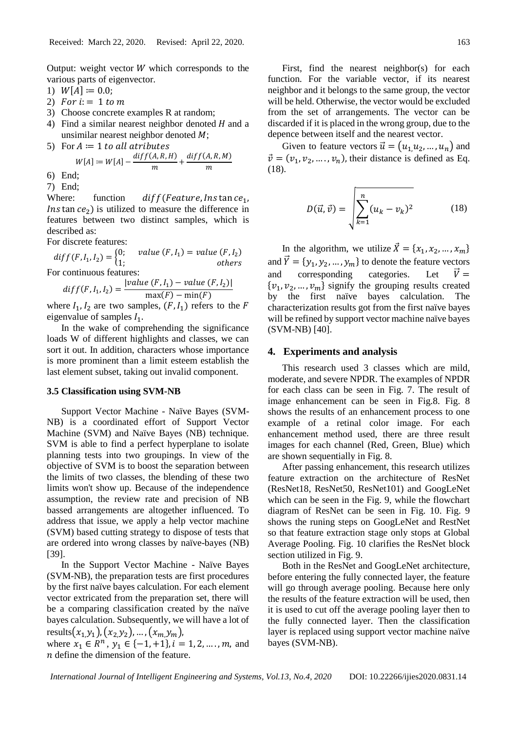Output: weight vector $W$ which corresponds to the various parts of eigenvector.

1) $W[A] := 0.0$;
2) $For\ i := 1\ to\ m$
3) Choose concrete examples R at random;
4) Find a similar nearest neighbor denoted $H$ and a unsimilar nearest neighbor denoted $M$;
5) For $A := 1\ to\ all\ atributes$

$$W[A] := W[A] - \frac{diff(A,R,H)}{m} + \frac{diff(A,R,M)}{m}$$

6) End;
7) End;

Where: function $diff(Feature, Ins\tan ce_1, Ins\tan ce_2)$ is utilized to measure the difference in features between two distinct samples, which is described as:

For discrete features:

$$diff(F, I_1, I_2) = \begin{cases} 0; & value\ (F, I_1) = value\ (F, I_2) \\ 1; & others \end{cases}$$

For continuous features:

$$diff(F, I_1, I_2) = \frac{|value\ (F, I_1) - value\ (F, I_2)|}{\max(F) - \min(F)}$$

where $I_1, I_2$ are two samples, $(F, I_1)$ refers to the $F$ eigenvalue of samples $I_1$.

In the wake of comprehending the significance loads W of different highlights and classes, we can sort it out. In addition, characters whose importance is more prominent than a limit esteem establish the last element subset, taking out invalid component.

### 3.5 Classification using SVM-NB

Support Vector Machine - Naïve Bayes (SVM-NB) is a coordinated effort of Support Vector Machine (SVM) and Naïve Bayes (NB) technique. SVM is able to find a perfect hyperplane to isolate planning tests into two groupings. In view of the objective of SVM is to boost the separation between the limits of two classes, the blending of these two limits won't show up. Because of the independence assumption, the review rate and precision of NB bassed arrangements are altogether influenced. To address that issue, we apply a help vector machine (SVM) based cutting strategy to dispose of tests that are ordered into wrong classes by naïve-bayes (NB) [39].

In the Support Vector Machine - Naïve Bayes (SVM-NB), the preparation tests are first procedures by the first naïve bayes calculation. For each element vector extricated from the preparation set, there will be a comparing classification created by the naïve bayes calculation. Subsequently, we will have a lot of results$(x_1, y_1), (x_2, y_2), \dots, (x_m, y_m)$, where $x_1 \in R^n$, $y_1 \in \{-1, +1\}, i = 1, 2, \dots, m$, and $n$ define the dimension of the feature.

First, find the nearest neighbor(s) for each function. For the variable vector, if its nearest neighbor and it belongs to the same group, the vector will be held. Otherwise, the vector would be excluded from the set of arrangements. The vector can be discarded if it is placed in the wrong group, due to the depence between itself and the nearest vector.

Given to feature vectors $\vec{u} = (u_1, u_2, \dots, u_n)$ and $\vec{v} = (v_1, v_2, \dots, v_n)$, their distance is defined as Eq. (18).

$$D(\vec{u}, \vec{v}) = \sqrt{\sum_{k=1}^{n} (u_k - v_k)^2} \tag{18}$$

In the algorithm, we utilize $\vec{X} = \{x_1, x_2, \dots, x_m\}$ and $\vec{Y} = \{y_1, y_2, \dots, y_m\}$ to denote the feature vectors and corresponding categories. Let $\vec{V} = \{v_1, v_2, \dots, v_m\}$ signify the grouping results created by the first naïve bayes calculation. The characterization results got from the first naïve bayes will be refined by support vector machine naïve bayes (SVM-NB) [40].

## 4. Experiments and analysis

This research used 3 classes which are mild, moderate, and severe NPDR. The examples of NPDR for each class can be seen in Fig. 7. The result of image enhancement can be seen in Fig.8. Fig. 8 shows the results of an enhancement process to one example of a retinal color image. For each enhancement method used, there are three result images for each channel (Red, Green, Blue) which are shown sequentially in Fig. 8.

After passing enhancement, this research utilizes feature extraction on the architecture of ResNet (ResNet18, ResNet50, ResNet101) and GoogLeNet which can be seen in the Fig. 9, while the flowchart diagram of ResNet can be seen in Fig. 10. Fig. 9 shows the runing steps on GoogLeNet and RestNet so that feature extraction stage only stops at Global Average Pooling. Fig. 10 clarifies the ResNet block section utilized in Fig. 9.

Both in the ResNet and GoogLeNet architecture, before entering the fully connected layer, the feature will go through average pooling. Because here only the results of the feature extraction will be used, then it is used to cut off the average pooling layer then to the fully connected layer. Then the classification layer is replaced using support vector machine naïve bayes (SVM-NB).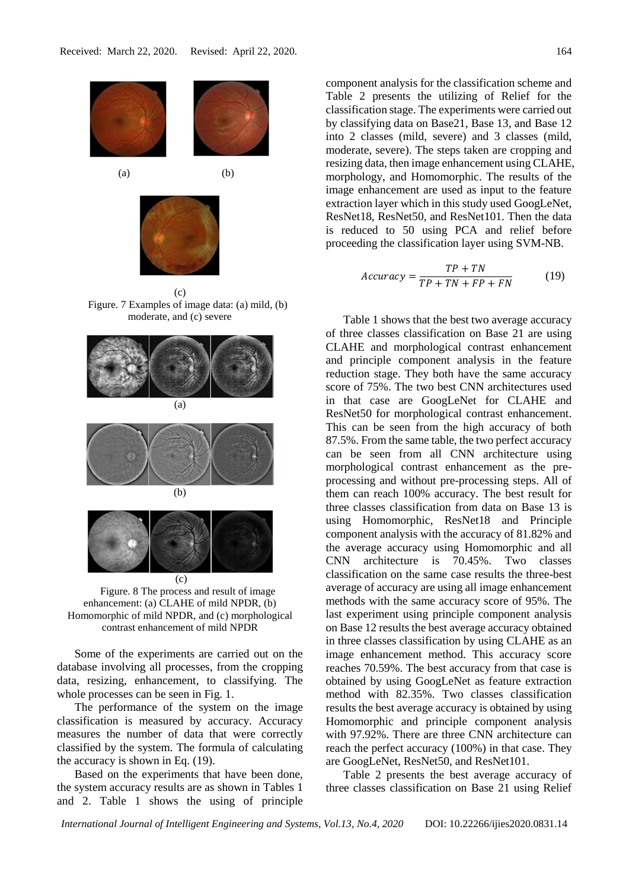(a) (b)

(c)

Figure. 7 Examples of image data: (a) mild, (b) moderate, and (c) severe

(a)

(b)

(c)

Figure. 8 The process and result of image enhancement: (a) CLAHE of mild NPDR, (b) Homomorphic of mild NPDR, and (c) morphological contrast enhancement of mild NPDR

Some of the experiments are carried out on the database involving all processes, from the cropping data, resizing, enhancement, to classifying. The whole processes can be seen in Fig. 1.

The performance of the system on the image classification is measured by accuracy. Accuracy measures the number of data that were correctly classified by the system. The formula of calculating the accuracy is shown in Eq. (19).

Based on the experiments that have been done, the system accuracy results are as shown in Tables 1 and 2. Table 1 shows the using of principle component analysis for the classification scheme and Table 2 presents the utilizing of Relief for the classification stage. The experiments were carried out by classifying data on Base21, Base 13, and Base 12 into 2 classes (mild, severe) and 3 classes (mild, moderate, severe). The steps taken are cropping and resizing data, then image enhancement using CLAHE, morphology, and Homomorphic. The results of the image enhancement are used as input to the feature extraction layer which in this study used GoogLeNet, ResNet18, ResNet50, and ResNet101. Then the data is reduced to 50 using PCA and relief before proceeding the classification layer using SVM-NB.

$$Accuracy = \frac{TP + TN}{TP + TN + FP + FN} \tag{19}$$

Table 1 shows that the best two average accuracy of three classes classification on Base 21 are using CLAHE and morphological contrast enhancement and principle component analysis in the feature reduction stage. They both have the same accuracy score of 75%. The two best CNN architectures used in that case are GoogLeNet for CLAHE and ResNet50 for morphological contrast enhancement. This can be seen from the high accuracy of both 87.5%. From the same table, the two perfect accuracy can be seen from all CNN architecture using morphological contrast enhancement as the pre-processing and without pre-processing steps. All of them can reach 100% accuracy. The best result for three classes classification from data on Base 13 is using Homomorphic, ResNet18 and Principle component analysis with the accuracy of 81.82% and the average accuracy using Homomorphic and all CNN architecture is 70.45%. Two classes classification on the same case results the three-best average of accuracy are using all image enhancement methods with the same accuracy score of 95%. The last experiment using principle component analysis on Base 12 results the best average accuracy obtained in three classes classification by using CLAHE as an image enhancement method. This accuracy score reaches 70.59%. The best accuracy from that case is obtained by using GoogLeNet as feature extraction method with 82.35%. Two classes classification results the best average accuracy is obtained by using Homomorphic and principle component analysis with 97.92%. There are three CNN architecture can reach the perfect accuracy (100%) in that case. They are GoogLeNet, ResNet50, and ResNet101.

Table 2 presents the best average accuracy of three classes classification on Base 21 using Relief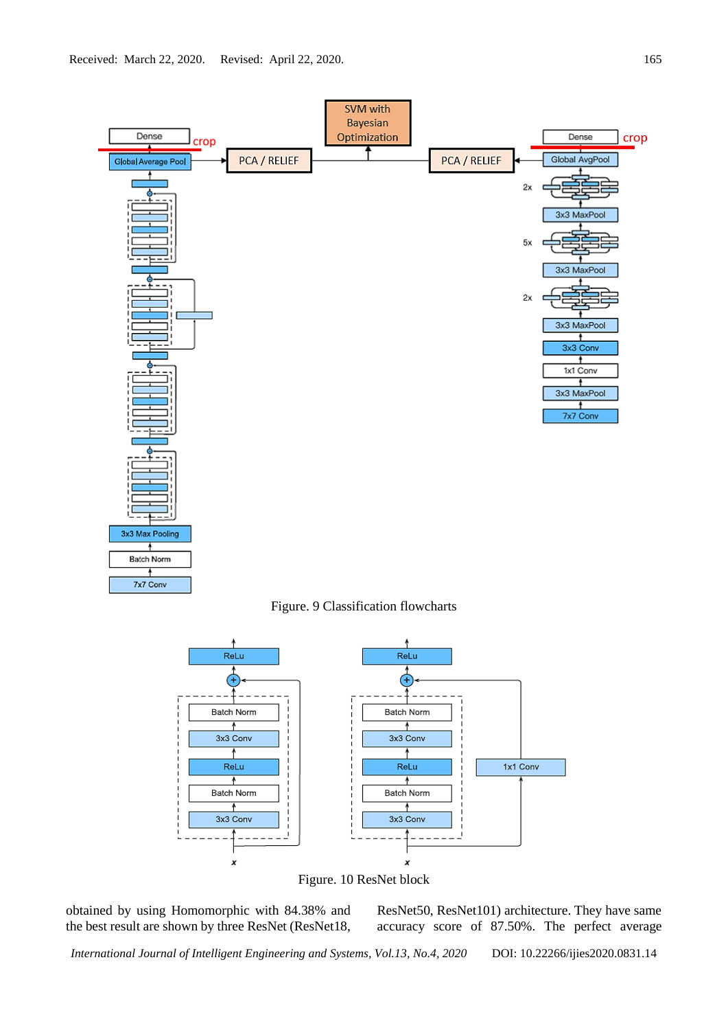Figure. 9 Classification flowcharts

Figure. 10 ResNet block

obtained by using Homomorphic with 84.38% and the best result are shown by three ResNet (ResNet18, ResNet50, ResNet101) architecture. They have same accuracy score of 87.50%. The perfect average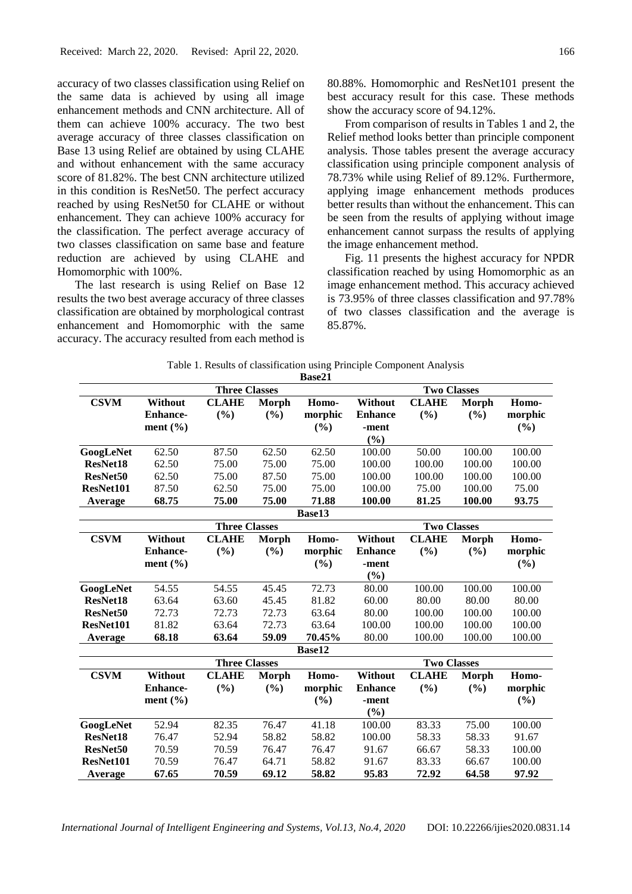accuracy of two classes classification using Relief on the same data is achieved by using all image enhancement methods and CNN architecture. All of them can achieve 100% accuracy. The two best average accuracy of three classes classification on Base 13 using Relief are obtained by using CLAHE and without enhancement with the same accuracy score of 81.82%. The best CNN architecture utilized in this condition is ResNet50. The perfect accuracy reached by using ResNet50 for CLAHE or without enhancement. They can achieve 100% accuracy for the classification. The perfect average accuracy of two classes classification on same base and feature reduction are achieved by using CLAHE and Homomorphic with 100%.

The last research is using Relief on Base 12 results the two best average accuracy of three classes classification are obtained by morphological contrast enhancement and Homomorphic with the same accuracy. The accuracy resulted from each method is 80.88%. Homomorphic and ResNet101 present the best accuracy result for this case. These methods show the accuracy score of 94.12%.

From comparison of results in Tables 1 and 2, the Relief method looks better than principle component analysis. Those tables present the average accuracy classification using principle component analysis of 78.73% while using Relief of 89.12%. Furthermore, applying image enhancement methods produces better results than without the enhancement. This can be seen from the results of applying without image enhancement cannot surpass the results of applying the image enhancement method.

Fig. 11 presents the highest accuracy for NPDR classification reached by using Homomorphic as an image enhancement method. This accuracy achieved is 73.95% of three classes classification and 97.78% of two classes classification and the average is 85.87%.

Table 1. Results of classification using Principle Component Analysis

| **Base21** | | | | | | | | |
|---|---|---|---|---|---|---|---|---|
| | **Three Classes** | | | | **Two Classes** | | | |
| **CSVM** | **Without Enhance-ment (%)** | **CLAHE (%)** | **Morph (%)** | **Homo-morphic (%)** | **Without Enhance-ment (%)** | **CLAHE (%)** | **Morph (%)** | **Homo-morphic (%)** |
| **GoogLeNet** | 62.50 | 87.50 | 62.50 | 62.50 | 100.00 | 50.00 | 100.00 | 100.00 |
| **ResNet18** | 62.50 | 75.00 | 75.00 | 75.00 | 100.00 | 100.00 | 100.00 | 100.00 |
| **ResNet50** | 62.50 | 75.00 | 87.50 | 75.00 | 100.00 | 100.00 | 100.00 | 100.00 |
| **ResNet101** | 87.50 | 62.50 | 75.00 | 75.00 | 100.00 | 75.00 | 100.00 | 75.00 |
| **Average** | **68.75** | **75.00** | **75.00** | **71.88** | **100.00** | **81.25** | **100.00** | **93.75** |
| **Base13** | | | | | | | | |
| | **Three Classes** | | | | **Two Classes** | | | |
| **CSVM** | **Without Enhance-ment (%)** | **CLAHE (%)** | **Morph (%)** | **Homo-morphic (%)** | **Without Enhance-ment (%)** | **CLAHE (%)** | **Morph (%)** | **Homo-morphic (%)** |
| **GoogLeNet** | 54.55 | 54.55 | 45.45 | 72.73 | 80.00 | 100.00 | 100.00 | 100.00 |
| **ResNet18** | 63.64 | 63.60 | 45.45 | 81.82 | 60.00 | 80.00 | 80.00 | 80.00 |
| **ResNet50** | 72.73 | 72.73 | 72.73 | 63.64 | 80.00 | 100.00 | 100.00 | 100.00 |
| **ResNet101** | 81.82 | 63.64 | 72.73 | 63.64 | 100.00 | 100.00 | 100.00 | 100.00 |
| **Average** | **68.18** | **63.64** | **59.09** | **70.45%** | 80.00 | 100.00 | 100.00 | 100.00 |
| **Base12** | | | | | | | | |
| | **Three Classes** | | | | **Two Classes** | | | |
| **CSVM** | **Without Enhance-ment (%)** | **CLAHE (%)** | **Morph (%)** | **Homo-morphic (%)** | **Without Enhance-ment (%)** | **CLAHE (%)** | **Morph (%)** | **Homo-morphic (%)** |
| **GoogLeNet** | 52.94 | 82.35 | 76.47 | 41.18 | 100.00 | 83.33 | 75.00 | 100.00 |
| **ResNet18** | 76.47 | 52.94 | 58.82 | 58.82 | 100.00 | 58.33 | 58.33 | 91.67 |
| **ResNet50** | 70.59 | 70.59 | 76.47 | 76.47 | 91.67 | 66.67 | 58.33 | 100.00 |
| **ResNet101** | 70.59 | 76.47 | 64.71 | 58.82 | 91.67 | 83.33 | 66.67 | 100.00 |
| **Average** | **67.65** | **70.59** | **69.12** | **58.82** | **95.83** | **72.92** | **64.58** | **97.92** |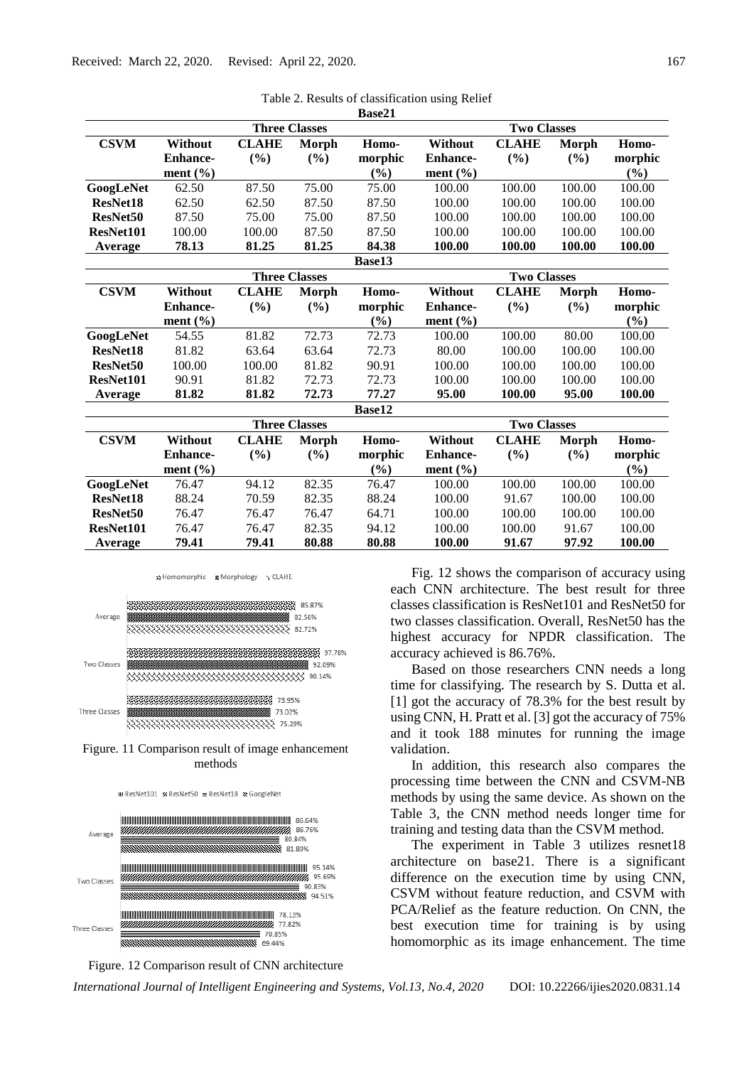Table 2. Results of classification using Relief

| Base21 | | | | | | | | |
|---|---|---|---|---|---|---|---|---|
| | Three Classes | | | | Two Classes | | | |
| **CSVM** | **Without Enhance-ment (%)** | **CLAHE (%)** | **Morph (%)** | **Homo-morphic (%)** | **Without Enhance-ment (%)** | **CLAHE (%)** | **Morph (%)** | **Homo-morphic (%)** |
| **GoogLeNet** | 62.50 | 87.50 | 75.00 | 75.00 | 100.00 | 100.00 | 100.00 | 100.00 |
| **ResNet18** | 62.50 | 62.50 | 87.50 | 87.50 | 100.00 | 100.00 | 100.00 | 100.00 |
| **ResNet50** | 87.50 | 75.00 | 75.00 | 87.50 | 100.00 | 100.00 | 100.00 | 100.00 |
| **ResNet101** | 100.00 | 100.00 | 87.50 | 87.50 | 100.00 | 100.00 | 100.00 | 100.00 |
| **Average** | **78.13** | **81.25** | **81.25** | **84.38** | **100.00** | **100.00** | **100.00** | **100.00** |
| **Base13** | | | | | | | | |
| | Three Classes | | | | Two Classes | | | |
| **CSVM** | **Without Enhance-ment (%)** | **CLAHE (%)** | **Morph (%)** | **Homo-morphic (%)** | **Without Enhance-ment (%)** | **CLAHE (%)** | **Morph (%)** | **Homo-morphic (%)** |
| **GoogLeNet** | 54.55 | 81.82 | 72.73 | 72.73 | 100.00 | 100.00 | 80.00 | 100.00 |
| **ResNet18** | 81.82 | 63.64 | 63.64 | 72.73 | 80.00 | 100.00 | 100.00 | 100.00 |
| **ResNet50** | 100.00 | 100.00 | 81.82 | 90.91 | 100.00 | 100.00 | 100.00 | 100.00 |
| **ResNet101** | 90.91 | 81.82 | 72.73 | 72.73 | 100.00 | 100.00 | 100.00 | 100.00 |
| **Average** | **81.82** | **81.82** | **72.73** | **77.27** | **95.00** | **100.00** | **95.00** | **100.00** |
| **Base12** | | | | | | | | |
| | Three Classes | | | | Two Classes | | | |
| **CSVM** | **Without Enhance-ment (%)** | **CLAHE (%)** | **Morph (%)** | **Homo-morphic (%)** | **Without Enhance-ment (%)** | **CLAHE (%)** | **Morph (%)** | **Homo-morphic (%)** |
| **GoogLeNet** | 76.47 | 94.12 | 82.35 | 76.47 | 100.00 | 100.00 | 100.00 | 100.00 |
| **ResNet18** | 88.24 | 70.59 | 82.35 | 88.24 | 100.00 | 91.67 | 100.00 | 100.00 |
| **ResNet50** | 76.47 | 76.47 | 76.47 | 64.71 | 100.00 | 100.00 | 100.00 | 100.00 |
| **ResNet101** | 76.47 | 76.47 | 82.35 | 94.12 | 100.00 | 100.00 | 91.67 | 100.00 |
| **Average** | **79.41** | **79.41** | **80.88** | **80.88** | **100.00** | **91.67** | **97.92** | **100.00** |

Figure. 11 Comparison result of image enhancement methods

Figure. 12 Comparison result of CNN architecture

Fig. 12 shows the comparison of accuracy using each CNN architecture. The best result for three classes classification is ResNet101 and ResNet50 for two classes classification. Overall, ResNet50 has the highest accuracy for NPDR classification. The accuracy achieved is 86.76%.

Based on those researchers CNN needs a long time for classifying. The research by S. Dutta et al. [1] got the accuracy of 78.3% for the best result by using CNN, H. Pratt et al. [3] got the accuracy of 75% and it took 188 minutes for running the image validation.

In addition, this research also compares the processing time between the CNN and CSVM-NB methods by using the same device. As shown on the Table 3, the CNN method needs longer time for training and testing data than the CSVM method.

The experiment in Table 3 utilizes resnet18 architecture on base21. There is a significant difference on the execution time by using CNN, CSVM without feature reduction, and CSVM with PCA/Relief as the feature reduction. On CNN, the best execution time for training is by using homomorphic as its image enhancement. The time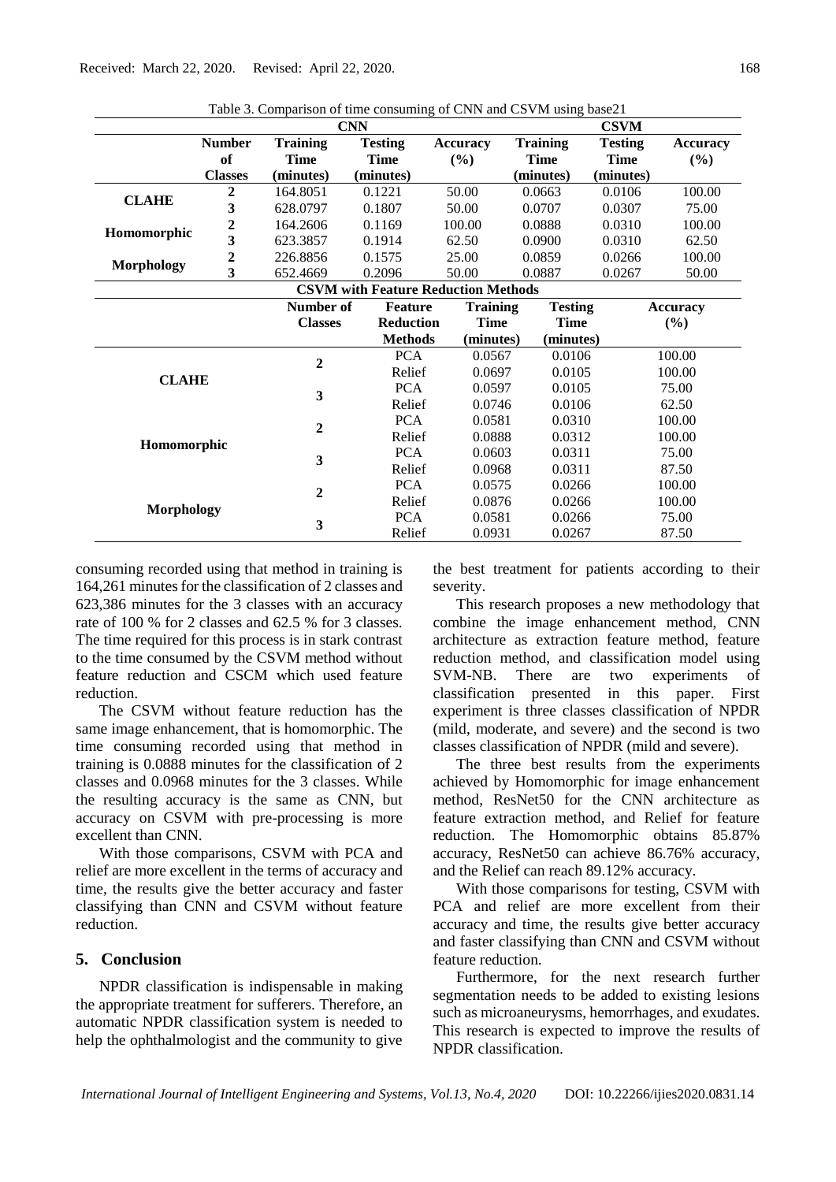Table 3. Comparison of time consuming of CNN and CSVM using base21

| | | CNN | | | CSVM | | |
|---|---|---|---|---|---|---|---|
| | **Number of Classes** | **Training Time (minutes)** | **Testing Time (minutes)** | **Accuracy (%)** | **Training Time (minutes)** | **Testing Time (minutes)** | **Accuracy (%)** |
| **CLAHE** | **2** | 164.8051 | 0.1221 | 50.00 | 0.0663 | 0.0106 | 100.00 |
| | **3** | 628.0797 | 0.1807 | 50.00 | 0.0707 | 0.0307 | 75.00 |
| **Homomorphic** | **2** | 164.2606 | 0.1169 | 100.00 | 0.0888 | 0.0310 | 100.00 |
| | **3** | 623.3857 | 0.1914 | 62.50 | 0.0900 | 0.0310 | 62.50 |
| **Morphology** | **2** | 226.8856 | 0.1575 | 25.00 | 0.0859 | 0.0266 | 100.00 |
| | **3** | 652.4669 | 0.2096 | 50.00 | 0.0887 | 0.0267 | 50.00 |

**CSVM with Feature Reduction Methods**

| | **Number of Classes** | **Feature Reduction Methods** | **Training Time (minutes)** | **Testing Time (minutes)** | **Accuracy (%)** |
|---|---|---|---|---|---|
| **CLAHE** | **2** | PCA | 0.0567 | 0.0106 | 100.00 |
| | | Relief | 0.0697 | 0.0105 | 100.00 |
| | **3** | PCA | 0.0597 | 0.0105 | 75.00 |
| | | Relief | 0.0746 | 0.0106 | 62.50 |
| **Homomorphic** | **2** | PCA | 0.0581 | 0.0310 | 100.00 |
| | | Relief | 0.0888 | 0.0312 | 100.00 |
| | **3** | PCA | 0.0603 | 0.0311 | 75.00 |
| | | Relief | 0.0968 | 0.0311 | 87.50 |
| **Morphology** | **2** | PCA | 0.0575 | 0.0266 | 100.00 |
| | | Relief | 0.0876 | 0.0266 | 100.00 |
| | **3** | PCA | 0.0581 | 0.0266 | 75.00 |
| | | Relief | 0.0931 | 0.0267 | 87.50 |

consuming recorded using that method in training is 164,261 minutes for the classification of 2 classes and 623,386 minutes for the 3 classes with an accuracy rate of 100 % for 2 classes and 62.5 % for 3 classes. The time required for this process is in stark contrast to the time consumed by the CSVM method without feature reduction and CSCM which used feature reduction.

The CSVM without feature reduction has the same image enhancement, that is homomorphic. The time consuming recorded using that method in training is 0.0888 minutes for the classification of 2 classes and 0.0968 minutes for the 3 classes. While the resulting accuracy is the same as CNN, but accuracy on CSVM with pre-processing is more excellent than CNN.

With those comparisons, CSVM with PCA and relief are more excellent in the terms of accuracy and time, the results give the better accuracy and faster classifying than CNN and CSVM without feature reduction.

## 5. Conclusion

NPDR classification is indispensable in making the appropriate treatment for sufferers. Therefore, an automatic NPDR classification system is needed to help the ophthalmologist and the community to give the best treatment for patients according to their severity.

This research proposes a new methodology that combine the image enhancement method, CNN architecture as extraction feature method, feature reduction method, and classification model using SVM-NB. There are two experiments of classification presented in this paper. First experiment is three classes classification of NPDR (mild, moderate, and severe) and the second is two classes classification of NPDR (mild and severe).

The three best results from the experiments achieved by Homomorphic for image enhancement method, ResNet50 for the CNN architecture as feature extraction method, and Relief for feature reduction. The Homomorphic obtains 85.87% accuracy, ResNet50 can achieve 86.76% accuracy, and the Relief can reach 89.12% accuracy.

With those comparisons for testing, CSVM with PCA and relief are more excellent from their accuracy and time, the results give better accuracy and faster classifying than CNN and CSVM without feature reduction.

Furthermore, for the next research further segmentation needs to be added to existing lesions such as microaneurysms, hemorrhages, and exudates. This research is expected to improve the results of NPDR classification.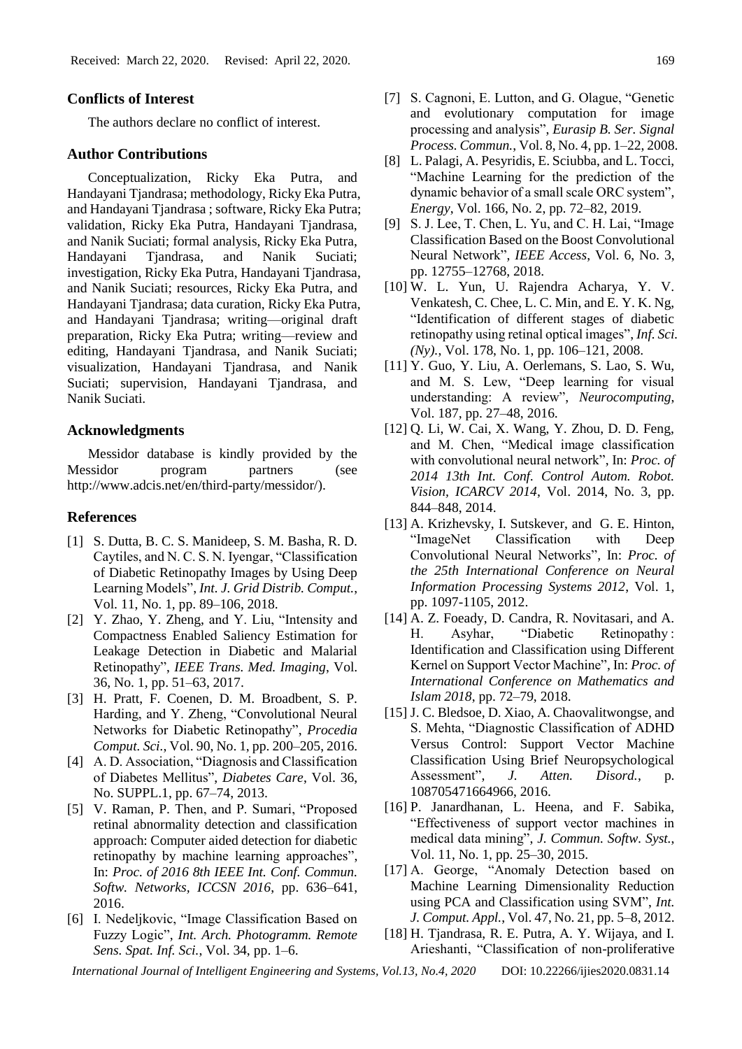## Conflicts of Interest

The authors declare no conflict of interest.

## Author Contributions

Conceptualization, Ricky Eka Putra, and Handayani Tjandrasa; methodology, Ricky Eka Putra, and Handayani Tjandrasa ; software, Ricky Eka Putra; validation, Ricky Eka Putra, Handayani Tjandrasa, and Nanik Suciati; formal analysis, Ricky Eka Putra, Handayani Tjandrasa, and Nanik Suciati; investigation, Ricky Eka Putra, Handayani Tjandrasa, and Nanik Suciati; resources, Ricky Eka Putra, and Handayani Tjandrasa; data curation, Ricky Eka Putra, and Handayani Tjandrasa; writing—original draft preparation, Ricky Eka Putra; writing—review and editing, Handayani Tjandrasa, and Nanik Suciati; visualization, Handayani Tjandrasa, and Nanik Suciati; supervision, Handayani Tjandrasa, and Nanik Suciati.

## Acknowledgments

Messidor database is kindly provided by the Messidor program partners (see http://www.adcis.net/en/third-party/messidor/).

## References

[1] S. Dutta, B. C. S. Manideep, S. M. Basha, R. D. Caytiles, and N. C. S. N. Iyengar, "Classification of Diabetic Retinopathy Images by Using Deep Learning Models", *Int. J. Grid Distrib. Comput.*, Vol. 11, No. 1, pp. 89–106, 2018.

[2] Y. Zhao, Y. Zheng, and Y. Liu, "Intensity and Compactness Enabled Saliency Estimation for Leakage Detection in Diabetic and Malarial Retinopathy", *IEEE Trans. Med. Imaging*, Vol. 36, No. 1, pp. 51–63, 2017.

[3] H. Pratt, F. Coenen, D. M. Broadbent, S. P. Harding, and Y. Zheng, "Convolutional Neural Networks for Diabetic Retinopathy", *Procedia Comput. Sci.*, Vol. 90, No. 1, pp. 200–205, 2016.

[4] A. D. Association, "Diagnosis and Classification of Diabetes Mellitus", *Diabetes Care*, Vol. 36, No. SUPPL.1, pp. 67–74, 2013.

[5] V. Raman, P. Then, and P. Sumari, "Proposed retinal abnormality detection and classification approach: Computer aided detection for diabetic retinopathy by machine learning approaches", In: *Proc. of 2016 8th IEEE Int. Conf. Commun. Softw. Networks, ICCSN 2016*, pp. 636–641, 2016.

[6] I. Nedeljkovic, "Image Classification Based on Fuzzy Logic", *Int. Arch. Photogramm. Remote Sens. Spat. Inf. Sci.*, Vol. 34, pp. 1–6.

[7] S. Cagnoni, E. Lutton, and G. Olague, "Genetic and evolutionary computation for image processing and analysis", *Eurasip B. Ser. Signal Process. Commun.*, Vol. 8, No. 4, pp. 1–22, 2008.

[8] L. Palagi, A. Pesyridis, E. Sciubba, and L. Tocci, "Machine Learning for the prediction of the dynamic behavior of a small scale ORC system", *Energy*, Vol. 166, No. 2, pp. 72–82, 2019.

[9] S. J. Lee, T. Chen, L. Yu, and C. H. Lai, "Image Classification Based on the Boost Convolutional Neural Network", *IEEE Access*, Vol. 6, No. 3, pp. 12755–12768, 2018.

[10] W. L. Yun, U. Rajendra Acharya, Y. V. Venkatesh, C. Chee, L. C. Min, and E. Y. K. Ng, "Identification of different stages of diabetic retinopathy using retinal optical images", *Inf. Sci. (Ny).*, Vol. 178, No. 1, pp. 106–121, 2008.

[11] Y. Guo, Y. Liu, A. Oerlemans, S. Lao, S. Wu, and M. S. Lew, "Deep learning for visual understanding: A review", *Neurocomputing*, Vol. 187, pp. 27–48, 2016.

[12] Q. Li, W. Cai, X. Wang, Y. Zhou, D. D. Feng, and M. Chen, "Medical image classification with convolutional neural network", In: *Proc. of 2014 13th Int. Conf. Control Autom. Robot. Vision, ICARCV 2014*, Vol. 2014, No. 3, pp. 844–848, 2014.

[13] A. Krizhevsky, I. Sutskever, and G. E. Hinton, "ImageNet Classification with Deep Convolutional Neural Networks", In: *Proc. of the 25th International Conference on Neural Information Processing Systems 2012*, Vol. 1, pp. 1097-1105, 2012.

[14] A. Z. Foeady, D. Candra, R. Novitasari, and A. H. Asyhar, "Diabetic Retinopathy : Identification and Classification using Different Kernel on Support Vector Machine", In: *Proc. of International Conference on Mathematics and Islam 2018*, pp. 72–79, 2018.

[15] J. C. Bledsoe, D. Xiao, A. Chaovalitwongse, and S. Mehta, "Diagnostic Classification of ADHD Versus Control: Support Vector Machine Classification Using Brief Neuropsychological Assessment", *J. Atten. Disord.*, p. 108705471664966, 2016.

[16] P. Janardhanan, L. Heena, and F. Sabika, "Effectiveness of support vector machines in medical data mining", *J. Commun. Softw. Syst.*, Vol. 11, No. 1, pp. 25–30, 2015.

[17] A. George, "Anomaly Detection based on Machine Learning Dimensionality Reduction using PCA and Classification using SVM", *Int. J. Comput. Appl.*, Vol. 47, No. 21, pp. 5–8, 2012.

[18] H. Tjandrasa, R. E. Putra, A. Y. Wijaya, and I. Arieshanti, "Classification of non-proliferative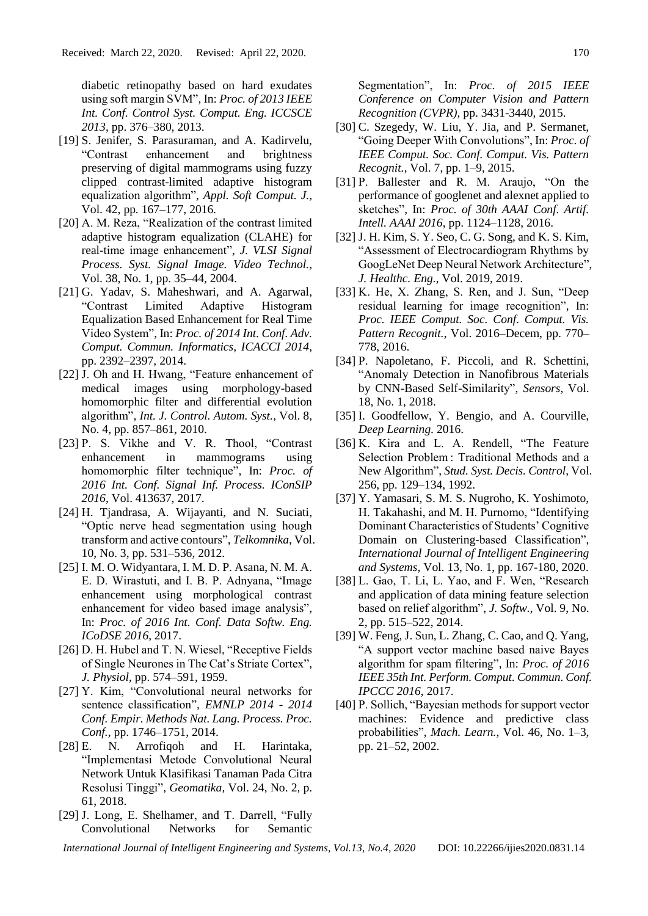diabetic retinopathy based on hard exudates using soft margin SVM", In: *Proc. of 2013 IEEE Int. Conf. Control Syst. Comput. Eng. ICCSCE 2013*, pp. 376–380, 2013.

[19] S. Jenifer, S. Parasuraman, and A. Kadirvelu, "Contrast enhancement and brightness preserving of digital mammograms using fuzzy clipped contrast-limited adaptive histogram equalization algorithm", *Appl. Soft Comput. J.*, Vol. 42, pp. 167–177, 2016.

[20] A. M. Reza, "Realization of the contrast limited adaptive histogram equalization (CLAHE) for real-time image enhancement", *J. VLSI Signal Process. Syst. Signal Image. Video Technol.*, Vol. 38, No. 1, pp. 35–44, 2004.

[21] G. Yadav, S. Maheshwari, and A. Agarwal, "Contrast Limited Adaptive Histogram Equalization Based Enhancement for Real Time Video System", In: *Proc. of 2014 Int. Conf. Adv. Comput. Commun. Informatics, ICACCI 2014*, pp. 2392–2397, 2014.

[22] J. Oh and H. Hwang, "Feature enhancement of medical images using morphology-based homomorphic filter and differential evolution algorithm", *Int. J. Control. Autom. Syst.*, Vol. 8, No. 4, pp. 857–861, 2010.

[23] P. S. Vikhe and V. R. Thool, "Contrast enhancement in mammograms using homomorphic filter technique", In: *Proc. of 2016 Int. Conf. Signal Inf. Process. IConSIP 2016*, Vol. 413637, 2017.

[24] H. Tjandrasa, A. Wijayanti, and N. Suciati, "Optic nerve head segmentation using hough transform and active contours", *Telkomnika*, Vol. 10, No. 3, pp. 531–536, 2012.

[25] I. M. O. Widyantara, I. M. D. P. Asana, N. M. A. E. D. Wirastuti, and I. B. P. Adnyana, "Image enhancement using morphological contrast enhancement for video based image analysis", In: *Proc. of 2016 Int. Conf. Data Softw. Eng. ICoDSE 2016*, 2017.

[26] D. H. Hubel and T. N. Wiesel, "Receptive Fields of Single Neurones in The Cat's Striate Cortex", *J. Physiol*, pp. 574–591, 1959.

[27] Y. Kim, "Convolutional neural networks for sentence classification", *EMNLP 2014 - 2014 Conf. Empir. Methods Nat. Lang. Process. Proc. Conf.*, pp. 1746–1751, 2014.

[28] E. N. Arrofiqoh and H. Harintaka, "Implementasi Metode Convolutional Neural Network Untuk Klasifikasi Tanaman Pada Citra Resolusi Tinggi", *Geomatika*, Vol. 24, No. 2, p. 61, 2018.

[29] J. Long, E. Shelhamer, and T. Darrell, "Fully Convolutional Networks for Semantic Segmentation", In: *Proc. of 2015 IEEE Conference on Computer Vision and Pattern Recognition (CVPR)*, pp. 3431-3440, 2015.

[30] C. Szegedy, W. Liu, Y. Jia, and P. Sermanet, "Going Deeper With Convolutions", In: *Proc. of IEEE Comput. Soc. Conf. Comput. Vis. Pattern Recognit.*, Vol. 7, pp. 1–9, 2015.

[31] P. Ballester and R. M. Araujo, "On the performance of googlenet and alexnet applied to sketches", In: *Proc. of 30th AAAI Conf. Artif. Intell. AAAI 2016*, pp. 1124–1128, 2016.

[32] J. H. Kim, S. Y. Seo, C. G. Song, and K. S. Kim, "Assessment of Electrocardiogram Rhythms by GoogLeNet Deep Neural Network Architecture", *J. Healthc. Eng.*, Vol. 2019, 2019.

[33] K. He, X. Zhang, S. Ren, and J. Sun, "Deep residual learning for image recognition", In: *Proc. IEEE Comput. Soc. Conf. Comput. Vis. Pattern Recognit.*, Vol. 2016–Decem, pp. 770–778, 2016.

[34] P. Napoletano, F. Piccoli, and R. Schettini, "Anomaly Detection in Nanofibrous Materials by CNN-Based Self-Similarity", *Sensors*, Vol. 18, No. 1, 2018.

[35] I. Goodfellow, Y. Bengio, and A. Courville, *Deep Learning*. 2016.

[36] K. Kira and L. A. Rendell, "The Feature Selection Problem : Traditional Methods and a New Algorithm", *Stud. Syst. Decis. Control*, Vol. 256, pp. 129–134, 1992.

[37] Y. Yamasari, S. M. S. Nugroho, K. Yoshimoto, H. Takahashi, and M. H. Purnomo, "Identifying Dominant Characteristics of Students' Cognitive Domain on Clustering-based Classification", *International Journal of Intelligent Engineering and Systems*, Vol. 13, No. 1, pp. 167-180, 2020.

[38] L. Gao, T. Li, L. Yao, and F. Wen, "Research and application of data mining feature selection based on relief algorithm", *J. Softw.*, Vol. 9, No. 2, pp. 515–522, 2014.

[39] W. Feng, J. Sun, L. Zhang, C. Cao, and Q. Yang, "A support vector machine based naive Bayes algorithm for spam filtering", In: *Proc. of 2016 IEEE 35th Int. Perform. Comput. Commun. Conf. IPCCC 2016*, 2017.

[40] P. Sollich, "Bayesian methods for support vector machines: Evidence and predictive class probabilities", *Mach. Learn.*, Vol. 46, No. 1–3, pp. 21–52, 2002.